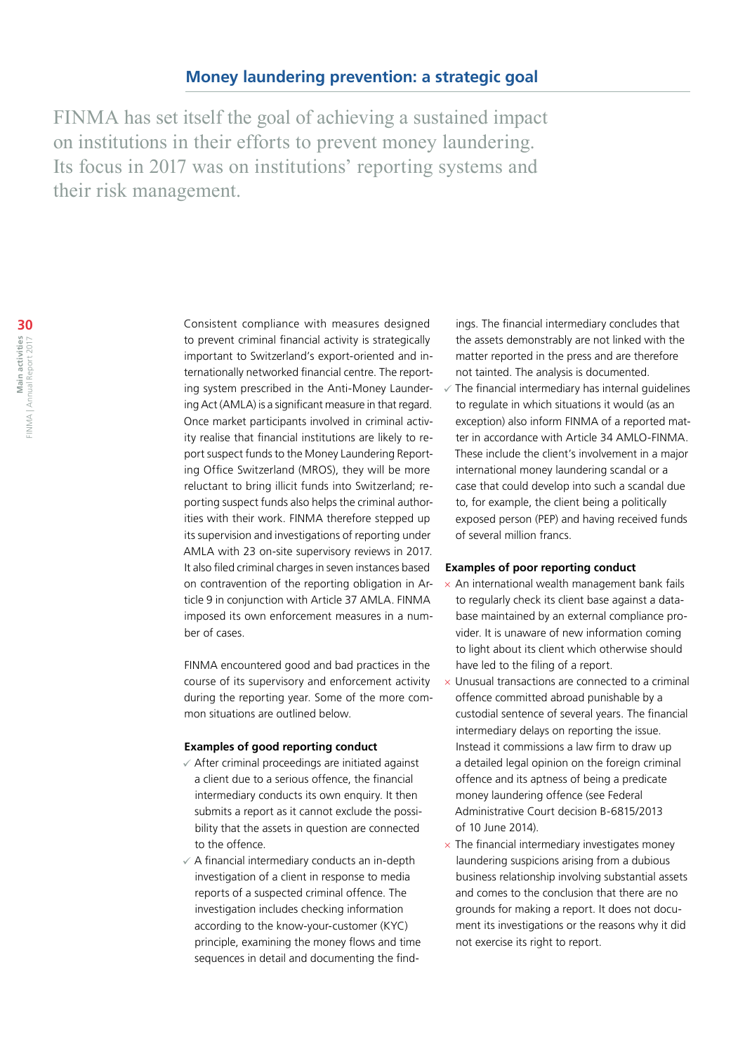## Money laundering prevention: a strategic goal

FINMA has set itself the goal of achieving a sustained impact on institutions in their efforts to prevent money laundering. Its focus in 2017 was on institutions' reporting systems and their risk management.

Consistent compliance with measures designed to prevent criminal financial activity is strategically important to Switzerland's export-oriented and internationally networked financial centre. The reporting system prescribed in the Anti-Money Laundering Act (AMLA) is a significant measure in that regard. Once market participants involved in criminal activity realise that financial institutions are likely to report suspect funds to the Money Laundering Reporting Office Switzerland (MROS), they will be more reluctant to bring illicit funds into Switzerland; reporting suspect funds also helps the criminal authorities with their work. FINMA therefore stepped up its supervision and investigations of reporting under AMLA with 23 on-site supervisory reviews in 2017. It also filed criminal charges in seven instances based on contravention of the reporting obligation in Article 9 in conjunction with Article 37 AMLA. FINMA imposed its own enforcement measures in a number of cases.

FINMA encountered good and bad practices in the course of its supervisory and enforcement activity during the reporting year. Some of the more common situations are outlined below.

**Examples of good reporting conduct**

- ✓ After criminal proceedings are initiated against a client due to a serious offence, the financial intermediary conducts its own enquiry. It then submits a report as it cannot exclude the possibility that the assets in question are connected to the offence.
- ✓ A financial intermediary conducts an in-depth investigation of a client in response to media reports of a suspected criminal offence. The investigation includes checking information according to the know-your-customer (KYC) principle, examining the money flows and time sequences in detail and documenting the findings. The financial intermediary concludes that the assets demonstrably are not linked with the matter reported in the press and are therefore not tainted. The analysis is documented.
- ✓ The financial intermediary has internal guidelines to regulate in which situations it would (as an exception) also inform FINMA of a reported matter in accordance with Article 34 AMLO-FINMA. These include the client's involvement in a major international money laundering scandal or a case that could develop into such a scandal due to, for example, the client being a politically exposed person (PEP) and having received funds of several million francs.

**Examples of poor reporting conduct**

- × An international wealth management bank fails to regularly check its client base against a database maintained by an external compliance provider. It is unaware of new information coming to light about its client which otherwise should have led to the filing of a report.
- × Unusual transactions are connected to a criminal offence committed abroad punishable by a custodial sentence of several years. The financial intermediary delays on reporting the issue. Instead it commissions a law firm to draw up a detailed legal opinion on the foreign criminal offence and its aptness of being a predicate money laundering offence (see Federal Administrative Court decision B-6815/2013 of 10 June 2014).
- × The financial intermediary investigates money laundering suspicions arising from a dubious business relationship involving substantial assets and comes to the conclusion that there are no grounds for making a report. It does not document its investigations or the reasons why it did not exercise its right to report.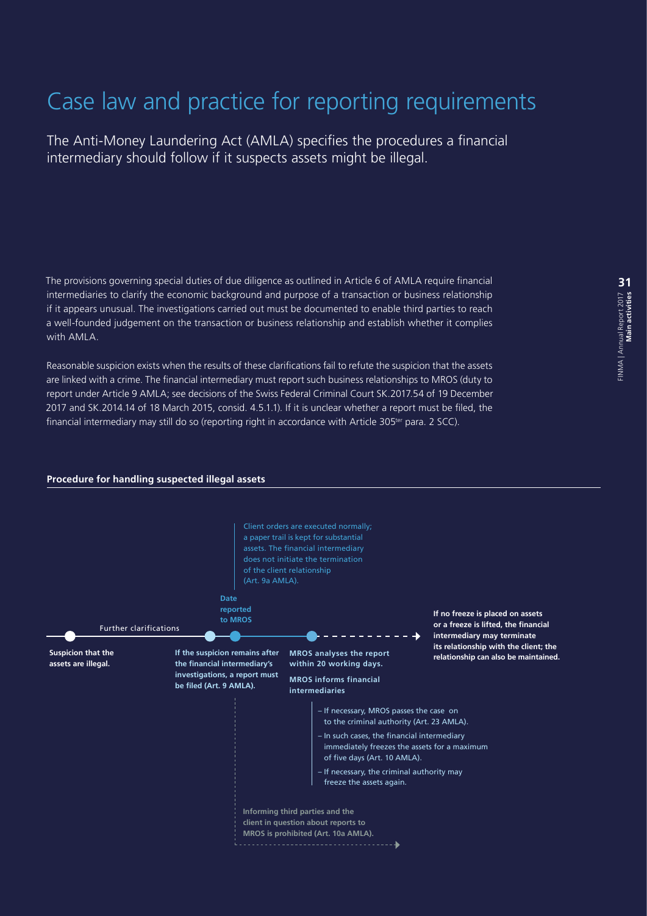# Case law and practice for reporting requirements

The Anti-Money Laundering Act (AMLA) specifies the procedures a financial intermediary should follow if it suspects assets might be illegal.

The provisions governing special duties of due diligence as outlined in Article 6 of AMLA require financial intermediaries to clarify the economic background and purpose of a transaction or business relationship if it appears unusual. The investigations carried out must be documented to enable third parties to reach a well-founded judgement on the transaction or business relationship and establish whether it complies with AMLA.

Reasonable suspicion exists when the results of these clarifications fail to refute the suspicion that the assets are linked with a crime. The financial intermediary must report such business relationships to MROS (duty to report under Article 9 AMLA; see decisions of the Swiss Federal Criminal Court SK.2017.54 of 19 December 2017 and SK.2014.14 of 18 March 2015, consid. 4.5.1.1). If it is unclear whether a report must be filed, the financial intermediary may still do so (reporting right in accordance with Article 305ter para. 2 SCC).

**Procedure for handling suspected illegal assets**

**Suspicion that the assets are illegal.**

Further clarifications

**If the suspicion remains after the financial intermediary's investigations, a report must be filed (Art. 9 AMLA).**

**Date reported to MROS**

Client orders are executed normally; a paper trail is kept for substantial assets. The financial intermediary does not initiate the termination of the client relationship (Art. 9a AMLA).

**MROS analyses the report within 20 working days.**

**MROS informs financial intermediaries**

- If necessary, MROS passes the case on to the criminal authority (Art. 23 AMLA).
- In such cases, the financial intermediary immediately freezes the assets for a maximum of five days (Art. 10 AMLA).
- If necessary, the criminal authority may freeze the assets again.

**If no freeze is placed on assets or a freeze is lifted, the financial intermediary may terminate its relationship with the client; the relationship can also be maintained.**

**Informing third parties and the client in question about reports to MROS is prohibited (Art. 10a AMLA).**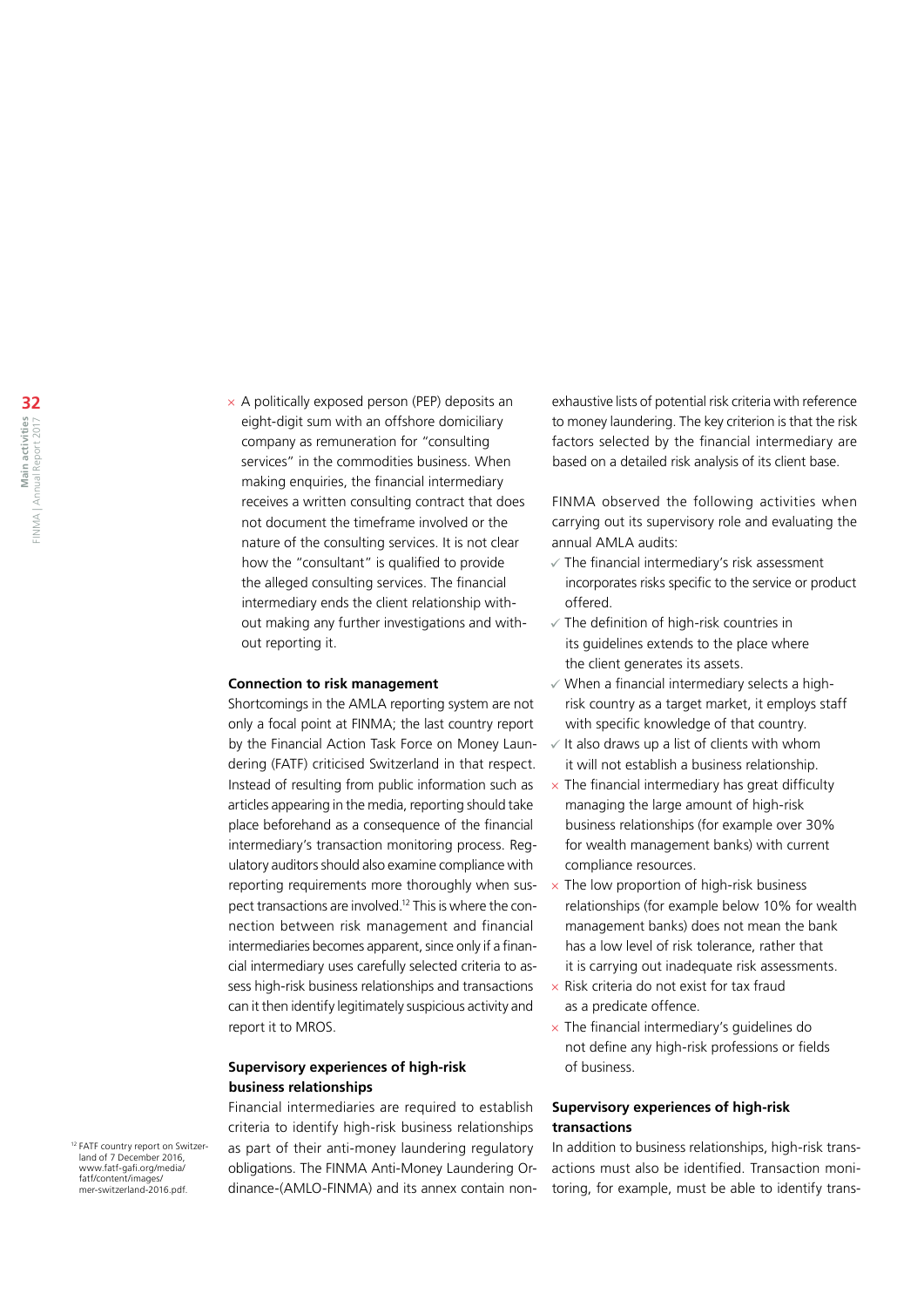× A politically exposed person (PEP) deposits an eight-digit sum with an offshore domiciliary company as remuneration for "consulting services" in the commodities business. When making enquiries, the financial intermediary receives a written consulting contract that does not document the timeframe involved or the nature of the consulting services. It is not clear how the "consultant" is qualified to provide the alleged consulting services. The financial intermediary ends the client relationship without making any further investigations and without reporting it.

### Connection to risk management

Shortcomings in the AMLA reporting system are not only a focal point at FINMA; the last country report by the Financial Action Task Force on Money Laundering (FATF) criticised Switzerland in that respect. Instead of resulting from public information such as articles appearing in the media, reporting should take place beforehand as a consequence of the financial intermediary's transaction monitoring process. Regulatory auditors should also examine compliance with reporting requirements more thoroughly when suspect transactions are involved.[12] This is where the connection between risk management and financial intermediaries becomes apparent, since only if a financial intermediary uses carefully selected criteria to assess high-risk business relationships and transactions can it then identify legitimately suspicious activity and report it to MROS.

### Supervisory experiences of high-risk business relationships

Financial intermediaries are required to establish criteria to identify high-risk business relationships as part of their anti-money laundering regulatory obligations. The FINMA Anti-Money Laundering Ordinance-(AMLO-FINMA) and its annex contain non-exhaustive lists of potential risk criteria with reference to money laundering. The key criterion is that the risk factors selected by the financial intermediary are based on a detailed risk analysis of its client base.

FINMA observed the following activities when carrying out its supervisory role and evaluating the annual AMLA audits:

- ✓ The financial intermediary's risk assessment incorporates risks specific to the service or product offered.
- ✓ The definition of high-risk countries in its guidelines extends to the place where the client generates its assets.
- ✓ When a financial intermediary selects a high-risk country as a target market, it employs staff with specific knowledge of that country.
- ✓ It also draws up a list of clients with whom it will not establish a business relationship.
- × The financial intermediary has great difficulty managing the large amount of high-risk business relationships (for example over 30% for wealth management banks) with current compliance resources.
- × The low proportion of high-risk business relationships (for example below 10% for wealth management banks) does not mean the bank has a low level of risk tolerance, rather that it is carrying out inadequate risk assessments.
- × Risk criteria do not exist for tax fraud as a predicate offence.
- × The financial intermediary's guidelines do not define any high-risk professions or fields of business.

### Supervisory experiences of high-risk transactions

In addition to business relationships, high-risk transactions must also be identified. Transaction monitoring, for example, must be able to identify trans-

[12] FATF country report on Switzerland of 7 December 2016, www.fatf-gafi.org/media/fatf/content/images/mer-switzerland-2016.pdf.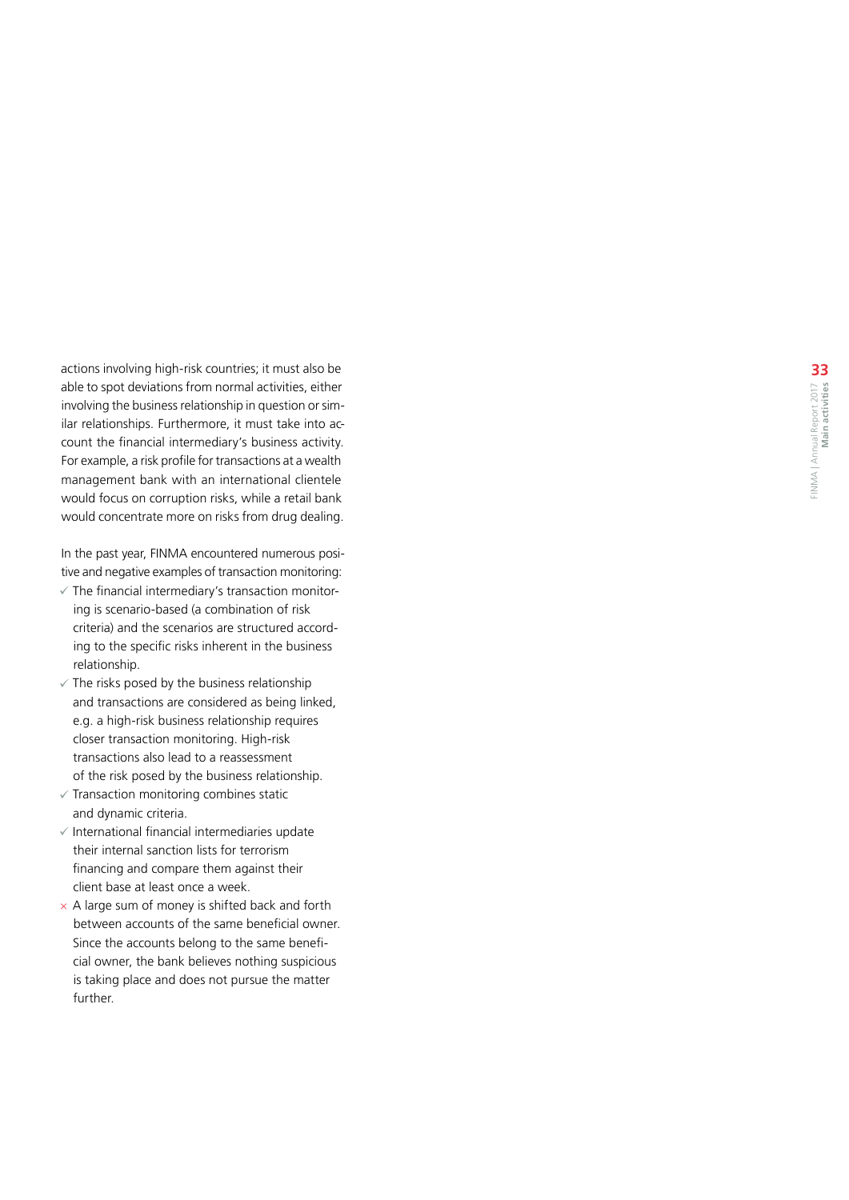actions involving high-risk countries; it must also be able to spot deviations from normal activities, either involving the business relationship in question or similar relationships. Furthermore, it must take into account the financial intermediary's business activity. For example, a risk profile for transactions at a wealth management bank with an international clientele would focus on corruption risks, while a retail bank would concentrate more on risks from drug dealing.

In the past year, FINMA encountered numerous positive and negative examples of transaction monitoring:

- ✓ The financial intermediary's transaction monitoring is scenario-based (a combination of risk criteria) and the scenarios are structured according to the specific risks inherent in the business relationship.
- ✓ The risks posed by the business relationship and transactions are considered as being linked, e.g. a high-risk business relationship requires closer transaction monitoring. High-risk transactions also lead to a reassessment of the risk posed by the business relationship.
- ✓ Transaction monitoring combines static and dynamic criteria.
- ✓ International financial intermediaries update their internal sanction lists for terrorism financing and compare them against their client base at least once a week.
- × A large sum of money is shifted back and forth between accounts of the same beneficial owner. Since the accounts belong to the same beneficial owner, the bank believes nothing suspicious is taking place and does not pursue the matter further.